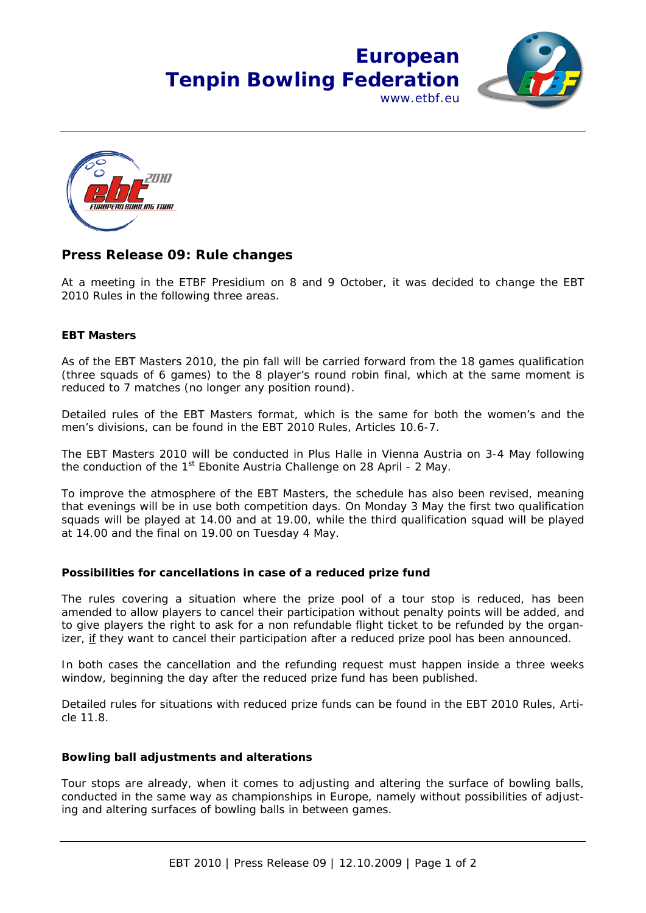**European Tenpin Bowling Federation**
www.etbf.eu

## Press Release 09: Rule changes

At a meeting in the ETBF Presidium on 8 and 9 October, it was decided to change the EBT 2010 Rules in the following three areas.

### EBT Masters

As of the EBT Masters 2010, the pin fall will be carried forward from the 18 games qualification (three squads of 6 games) to the 8 player's round robin final, which at the same moment is reduced to 7 matches (no longer any position round).

Detailed rules of the EBT Masters format, which is the same for both the women's and the men's divisions, can be found in the EBT 2010 Rules, Articles 10.6-7.

The EBT Masters 2010 will be conducted in Plus Halle in Vienna Austria on 3-4 May following the conduction of the 1st Ebonite Austria Challenge on 28 April - 2 May.

To improve the atmosphere of the EBT Masters, the schedule has also been revised, meaning that evenings will be in use both competition days. On Monday 3 May the first two qualification squads will be played at 14.00 and at 19.00, while the third qualification squad will be played at 14.00 and the final on 19.00 on Tuesday 4 May.

### Possibilities for cancellations in case of a reduced prize fund

The rules covering a situation where the prize pool of a tour stop is reduced, has been amended to allow players to cancel their participation without penalty points will be added, and to give players the right to ask for a non refundable flight ticket to be refunded by the organizer, if they want to cancel their participation after a reduced prize pool has been announced.

In both cases the cancellation and the refunding request must happen inside a three weeks window, beginning the day after the reduced prize fund has been published.

Detailed rules for situations with reduced prize funds can be found in the EBT 2010 Rules, Article 11.8.

### Bowling ball adjustments and alterations

Tour stops are already, when it comes to adjusting and altering the surface of bowling balls, conducted in the same way as championships in Europe, namely without possibilities of adjusting and altering surfaces of bowling balls in between games.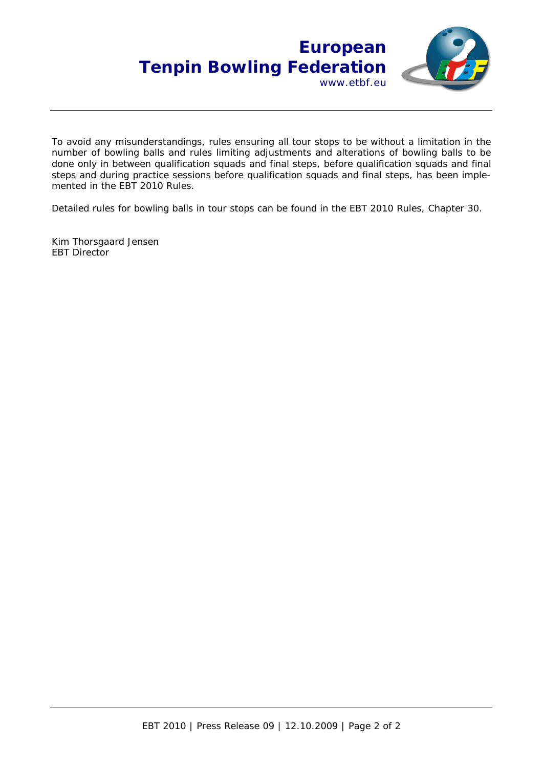To avoid any misunderstandings, rules ensuring all tour stops to be without a limitation in the number of bowling balls and rules limiting adjustments and alterations of bowling balls to be done only in between qualification squads and final steps, before qualification squads and final steps and during practice sessions before qualification squads and final steps, has been implemented in the EBT 2010 Rules.

Detailed rules for bowling balls in tour stops can be found in the EBT 2010 Rules, Chapter 30.

Kim Thorsgaard Jensen
EBT Director